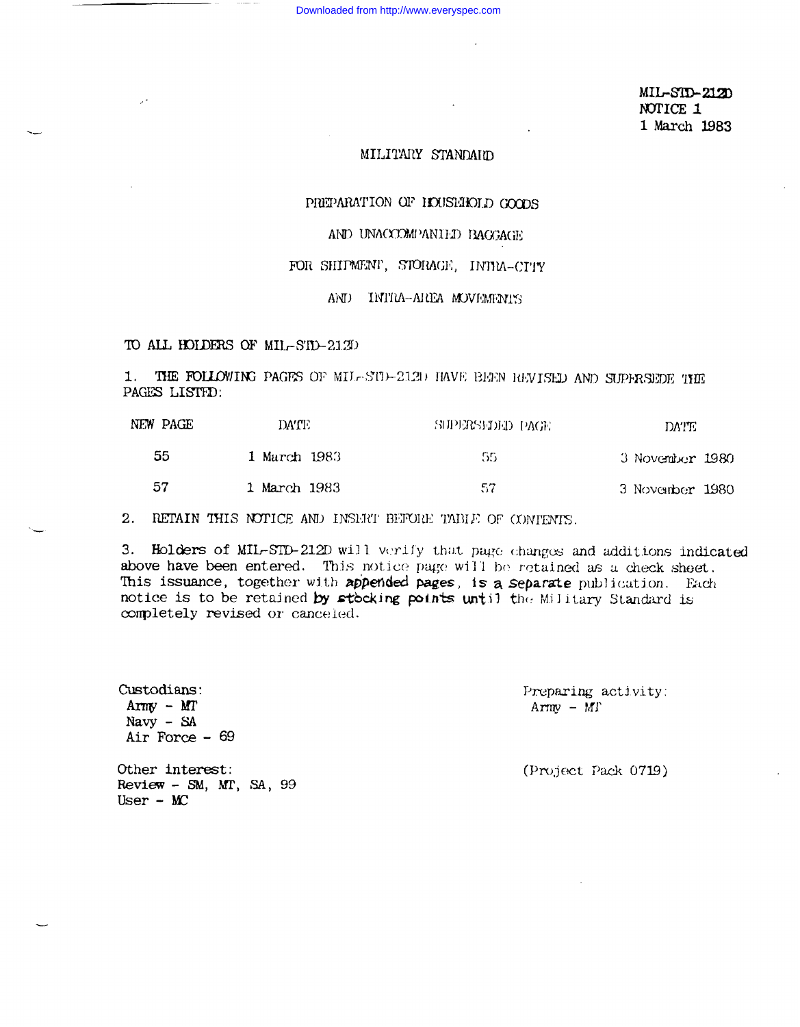MIL-STD-212D
NOTICE 1
1 March 1983

# MILITARY STANDARD

## PREPARATION OF HOUSEHOLD GOODS AND UNACCOMPANIED BAGGAGE FOR SHIPMENT, STORAGE, INTRA-CITY AND INTRA-AREA MOVEMENTS

TO ALL HOLDERS OF MIL-STD-212D

1. THE FOLLOWING PAGES OF MIL-STD-212D HAVE BEEN REVISED AND SUPERSEDE THE PAGES LISTED:

| NEW PAGE | DATE | SUPERSEDED PAGE | DATE |
|---|---|---|---|
| 55 | 1 March 1983 | 55 | 3 November 1980 |
| 57 | 1 March 1983 | 57 | 3 November 1980 |

2. RETAIN THIS NOTICE AND INSERT BEFORE TABLE OF CONTENTS.

3. Holders of MIL-STD-212D will verify that page changes and additions indicated above have been entered. This notice page will be retained as a check sheet. This issuance, together with appended pages, is a separate publication. Each notice is to be retained by stocking points until the Military Standard is completely revised or canceled.

Custodians:
Army - MT
Navy - SA
Air Force - 69

Other interest:
Review - SM, MT, SA, 99
User - MC

Preparing activity:
Army - MT

(Project Pack 0719)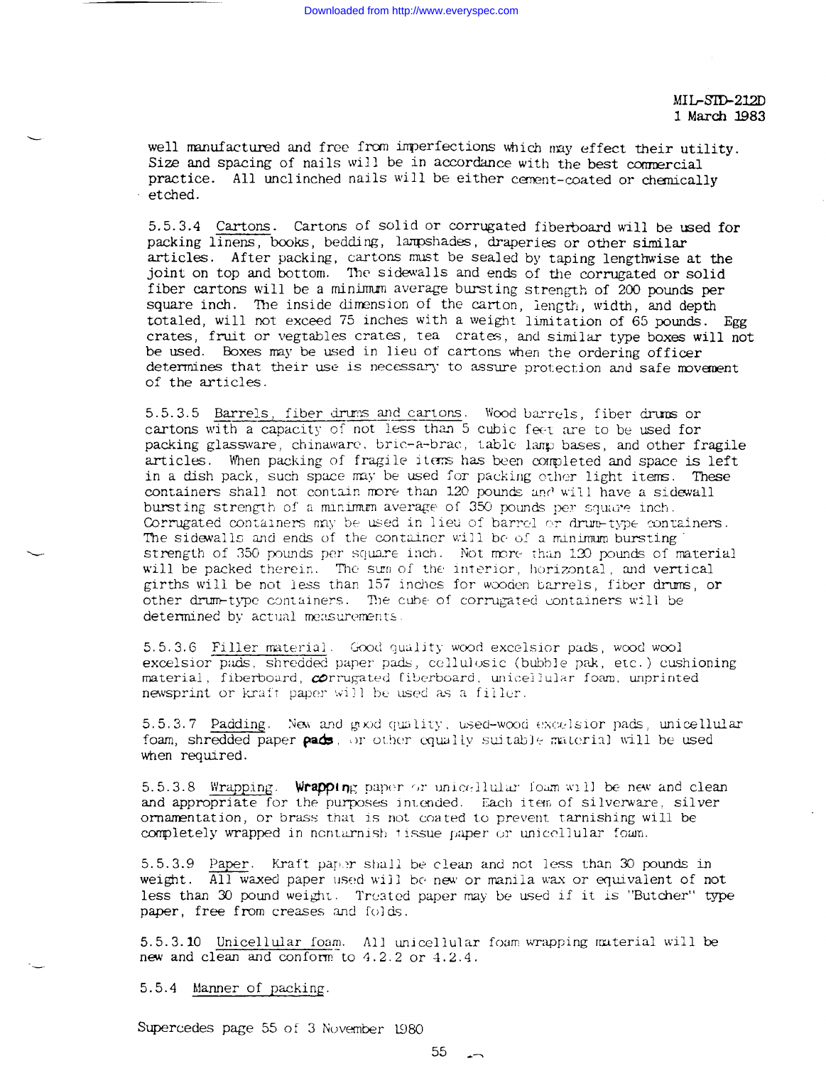well manufactured and free from imperfections which may effect their utility. Size and spacing of nails will be in accordance with the best commercial practice. All unclinched nails will be either cement-coated or chemically etched.

5.5.3.4 Cartons. Cartons of solid or corrugated fiberboard will be used for packing linens, books, bedding, lampshades, draperies or other similar articles. After packing, cartons must be sealed by taping lengthwise at the joint on top and bottom. The sidewalls and ends of the corrugated or solid fiber cartons will be a minimum average bursting strength of 200 pounds per square inch. The inside dimension of the carton, length, width, and depth totaled, will not exceed 75 inches with a weight limitation of 65 pounds. Egg crates, fruit or vegtables crates, tea crates, and similar type boxes will not be used. Boxes may be used in lieu of cartons when the ordering officer determines that their use is necessary to assure protection and safe movement of the articles.

5.5.3.5 Barrels, fiber drums and cartons. Wood barrels, fiber drums or cartons with a capacity of not less than 5 cubic feet are to be used for packing glassware, chinaware, bric-a-brac, table lamp bases, and other fragile articles. When packing of fragile items has been completed and space is left in a dish pack, such space may be used for packing other light items. These containers shall not contain more than 120 pounds and will have a sidewall bursting strength of a minimum average of 350 pounds per square inch. Corrugated containers may be used in lieu of barrel or drum-type containers. The sidewalls and ends of the container will be of a minimum bursting strength of 350 pounds per square inch. Not more than 120 pounds of material will be packed therein. The sum of the interior, horizontal, and vertical girths will be not less than 157 inches for wooden barrels, fiber drums, or other drum-type containers. The cube of corrugated containers will be determined by actual measurements.

5.5.3.6 Filler material. Good quality wood excelsior pads, wood wool excelsior pads, shredded paper pads, cellulosic (bubble pak, etc.) cushioning material, fiberboard, corrugated fiberboard, unicellular foam, unprinted newsprint or kraft paper will be used as a filler.

5.5.3.7 Padding. New and good quality, used-wood excelsior pads, unicellular foam, shredded paper pads, or other equally suitable material will be used when required.

5.5.3.8 Wrapping. Wrapping paper or unicellular foam will be new and clean and appropriate for the purposes intended. Each item of silverware, silver ornamentation, or brass that is not coated to prevent tarnishing will be completely wrapped in nontarnish tissue paper or unicellular foam.

5.5.3.9 Paper. Kraft paper shall be clean and not less than 30 pounds in weight. All waxed paper used will be new or manila wax or equivalent of not less than 30 pound weight. Treated paper may be used if it is "Butcher" type paper, free from creases and folds.

5.5.3.10 Unicellular foam. All unicellular foam wrapping material will be new and clean and conform to 4.2.2 or 4.2.4.

5.5.4 Manner of packing.

Supercedes page 55 of 3 November 1980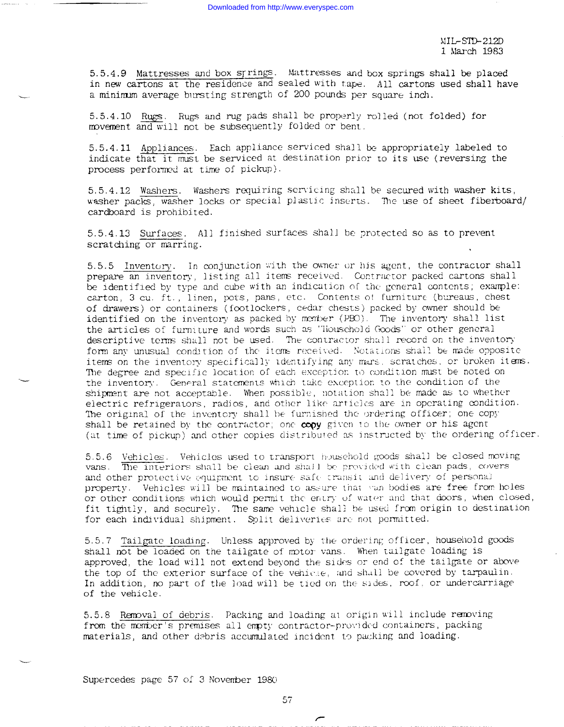5.5.4.9 Mattresses and box springs. Mattresses and box springs shall be placed in new cartons at the residence and sealed with tape. All cartons used shall have a minimum average bursting strength of 200 pounds per square inch.

5.5.4.10 Rugs. Rugs and rug pads shall be properly rolled (not folded) for movement and will not be subsequently folded or bent.

5.5.4.11 Appliances. Each appliance serviced shall be appropriately labeled to indicate that it must be serviced at destination prior to its use (reversing the process performed at time of pickup).

5.5.4.12 Washers. Washers requiring servicing shall be secured with washer kits, washer packs, washer locks or special plastic inserts. The use of sheet fiberboard/cardboard is prohibited.

5.5.4.13 Surfaces. All finished surfaces shall be protected so as to prevent scratching or marring.

5.5.5 Inventory. In conjunction with the owner or his agent, the contractor shall prepare an inventory, listing all items received. Contractor packed cartons shall be identified by type and cube with an indication of the general contents; example: carton, 3 cu. ft., linen, pots, pans, etc. Contents of furniture (bureaus, chest of drawers) or containers (footlockers, cedar chests) packed by owner should be identified on the inventory as packed by member (PBO). The inventory shall list the articles of furniture and words such as "Household Goods" or other general descriptive terms shall not be used. The contractor shall record on the inventory form any unusual condition of the items received. Notations shall be made opposite items on the inventory specifically identifying any mars, scratches, or broken items. The degree and specific location of each exception to condition must be noted on the inventory. General statements which take exception to the condition of the shipment are not acceptable. When possible, notation shall be made as to whether electric refrigerators, radios, and other like articles are in operating condition. The original of the inventory shall be furnished the ordering officer; one copy shall be retained by the contractor; one copy given to the owner or his agent (at time of pickup) and other copies distributed as instructed by the ordering officer.

5.5.6 Vehicles. Vehicles used to transport household goods shall be closed moving vans. The interiors shall be clean and shall be provided with clean pads, covers and other protective equipment to insure safe transit and delivery of personal property. Vehicles will be maintained to assure that van bodies are free from holes or other conditions which would permit the entry of water and that doors, when closed, fit tightly, and securely. The same vehicle shall be used from origin to destination for each individual shipment. Split deliveries are not permitted.

5.5.7 Tailgate loading. Unless approved by the ordering officer, household goods shall not be loaded on the tailgate of motor vans. When tailgate loading is approved, the load will not extend beyond the sides or end of the tailgate or above the top of the exterior surface of the vehicle, and shall be covered by tarpaulin. In addition, no part of the load will be tied on the sides, roof, or undercarriage of the vehicle.

5.5.8 Removal of debris. Packing and loading at origin will include removing from the member's premises all empty contractor-provided containers, packing materials, and other debris accumulated incident to packing and loading.

Supercedes page 57 of 3 November 1980